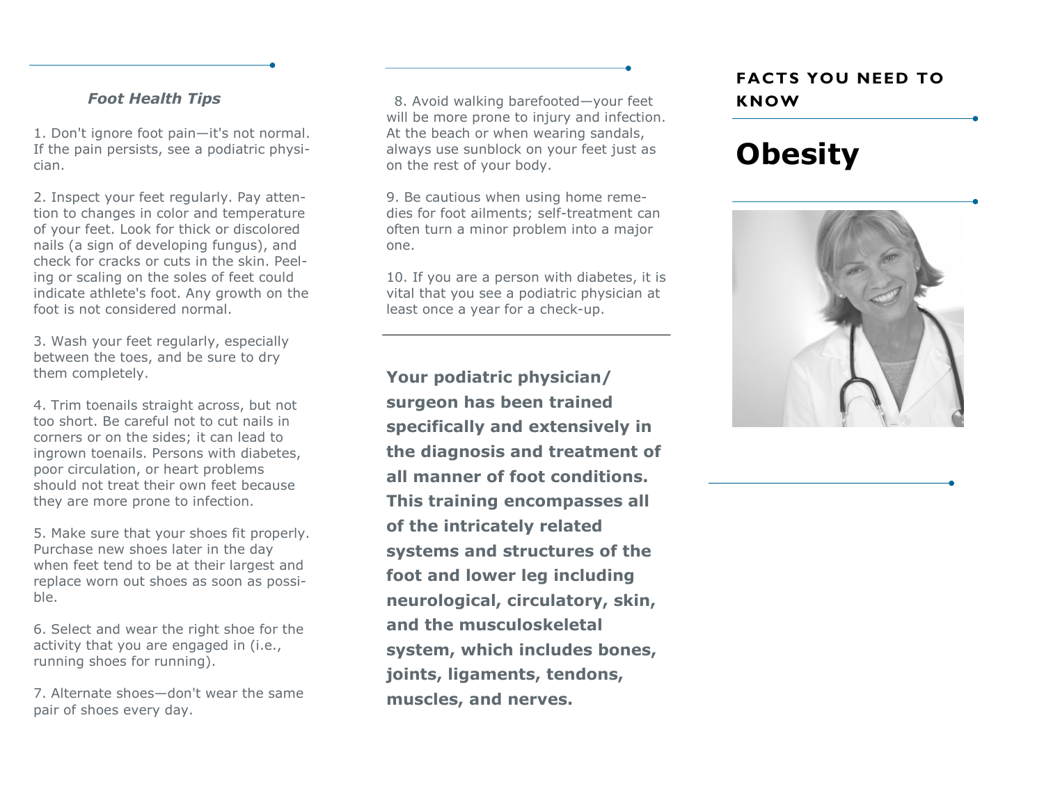### *Foot Health Tips*

1. Don't ignore foot pain—it's not normal. If the pain persists, see a podiatric physician.

2. Inspect your feet regularly. Pay attention to changes in color and temperature of your feet. Look for thick or discolored nails (a sign of developing fungus), and check for cracks or cuts in the skin. Peeling or scaling on the soles of feet could indicate athlete's foot. Any growth on the foot is not considered normal.

3. Wash your feet regularly, especially between the toes, and be sure to dry them completely.

4. Trim toenails straight across, but not too short. Be careful not to cut nails in corners or on the sides; it can lead to ingrown toenails. Persons with diabetes, poor circulation, or heart problems should not treat their own feet because they are more prone to infection.

5. Make sure that your shoes fit properly. Purchase new shoes later in the day when feet tend to be at their largest and replace worn out shoes as soon as possible.

6. Select and wear the right shoe for the activity that you are engaged in (i.e., running shoes for running).

7. Alternate shoes—don't wear the same pair of shoes every day.

8. Avoid walking barefooted—your feet will be more prone to injury and infection. At the beach or when wearing sandals, always use sunblock on your feet just as on the rest of your body.

9. Be cautious when using home remedies for foot ailments; self-treatment can often turn a minor problem into a major one.

10. If you are a person with diabetes, it is vital that you see a podiatric physician at least once a year for a check-up.

---

**Your podiatric physician/surgeon has been trained specifically and extensively in the diagnosis and treatment of all manner of foot conditions. This training encompasses all of the intricately related systems and structures of the foot and lower leg including neurological, circulatory, skin, and the musculoskeletal system, which includes bones, joints, ligaments, tendons, muscles, and nerves.**

**FACTS YOU NEED TO KNOW**

# Obesity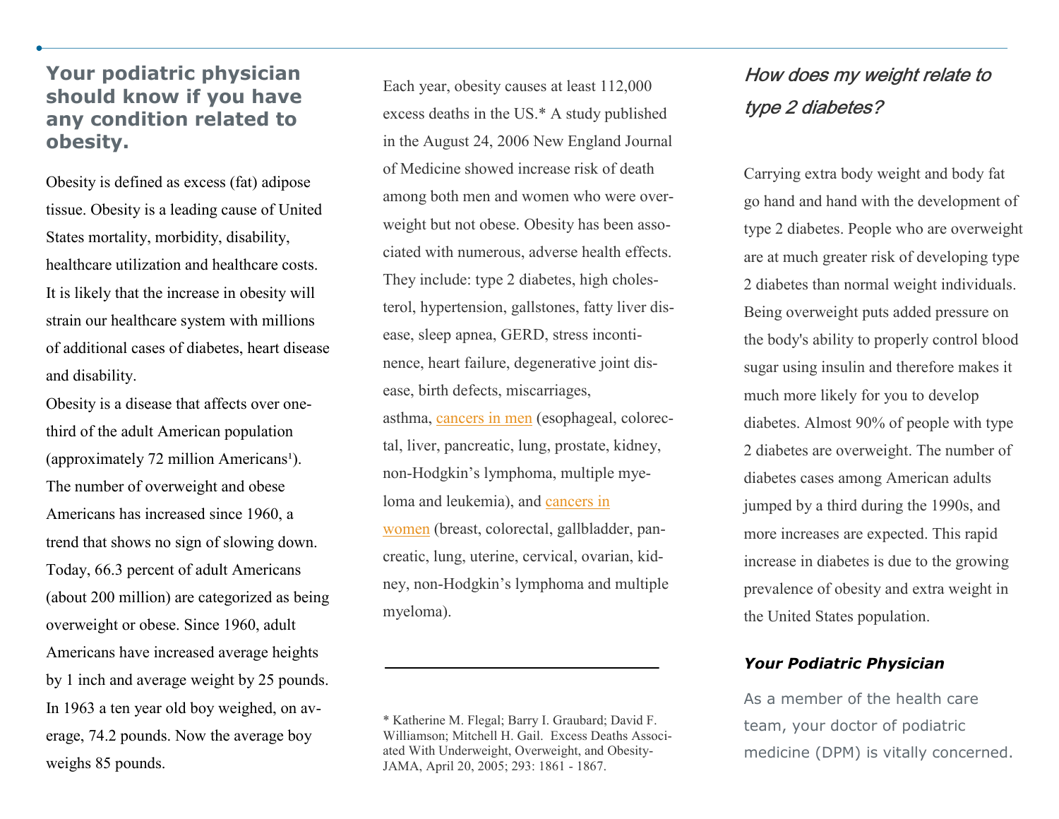## Your podiatric physician should know if you have any condition related to obesity.

Obesity is defined as excess (fat) adipose tissue. Obesity is a leading cause of United States mortality, morbidity, disability, healthcare utilization and healthcare costs. It is likely that the increase in obesity will strain our healthcare system with millions of additional cases of diabetes, heart disease and disability.

Obesity is a disease that affects over one-third of the adult American population (approximately 72 million Americans[1]). The number of overweight and obese Americans has increased since 1960, a trend that shows no sign of slowing down. Today, 66.3 percent of adult Americans (about 200 million) are categorized as being overweight or obese. Since 1960, adult Americans have increased average heights by 1 inch and average weight by 25 pounds. In 1963 a ten year old boy weighed, on average, 74.2 pounds. Now the average boy weighs 85 pounds.

Each year, obesity causes at least 112,000 excess deaths in the US.* A study published in the August 24, 2006 New England Journal of Medicine showed increase risk of death among both men and women who were overweight but not obese. Obesity has been associated with numerous, adverse health effects. They include: type 2 diabetes, high cholesterol, hypertension, gallstones, fatty liver disease, sleep apnea, GERD, stress incontinence, heart failure, degenerative joint disease, birth defects, miscarriages, asthma, cancers in men (esophageal, colorectal, liver, pancreatic, lung, prostate, kidney, non-Hodgkin's lymphoma, multiple myeloma and leukemia), and cancers in women (breast, colorectal, gallbladder, pancreatic, lung, uterine, cervical, ovarian, kidney, non-Hodgkin's lymphoma and multiple myeloma).

---

* Katherine M. Flegal; Barry I. Graubard; David F. Williamson; Mitchell H. Gail. Excess Deaths Associated With Underweight, Overweight, and Obesity- JAMA, April 20, 2005; 293: 1861 - 1867.

## *How does my weight relate to type 2 diabetes?*

Carrying extra body weight and body fat go hand and hand with the development of type 2 diabetes. People who are overweight are at much greater risk of developing type 2 diabetes than normal weight individuals. Being overweight puts added pressure on the body's ability to properly control blood sugar using insulin and therefore makes it much more likely for you to develop diabetes. Almost 90% of people with type 2 diabetes are overweight. The number of diabetes cases among American adults jumped by a third during the 1990s, and more increases are expected. This rapid increase in diabetes is due to the growing prevalence of obesity and extra weight in the United States population.

### *Your Podiatric Physician*

As a member of the health care team, your doctor of podiatric medicine (DPM) is vitally concerned.